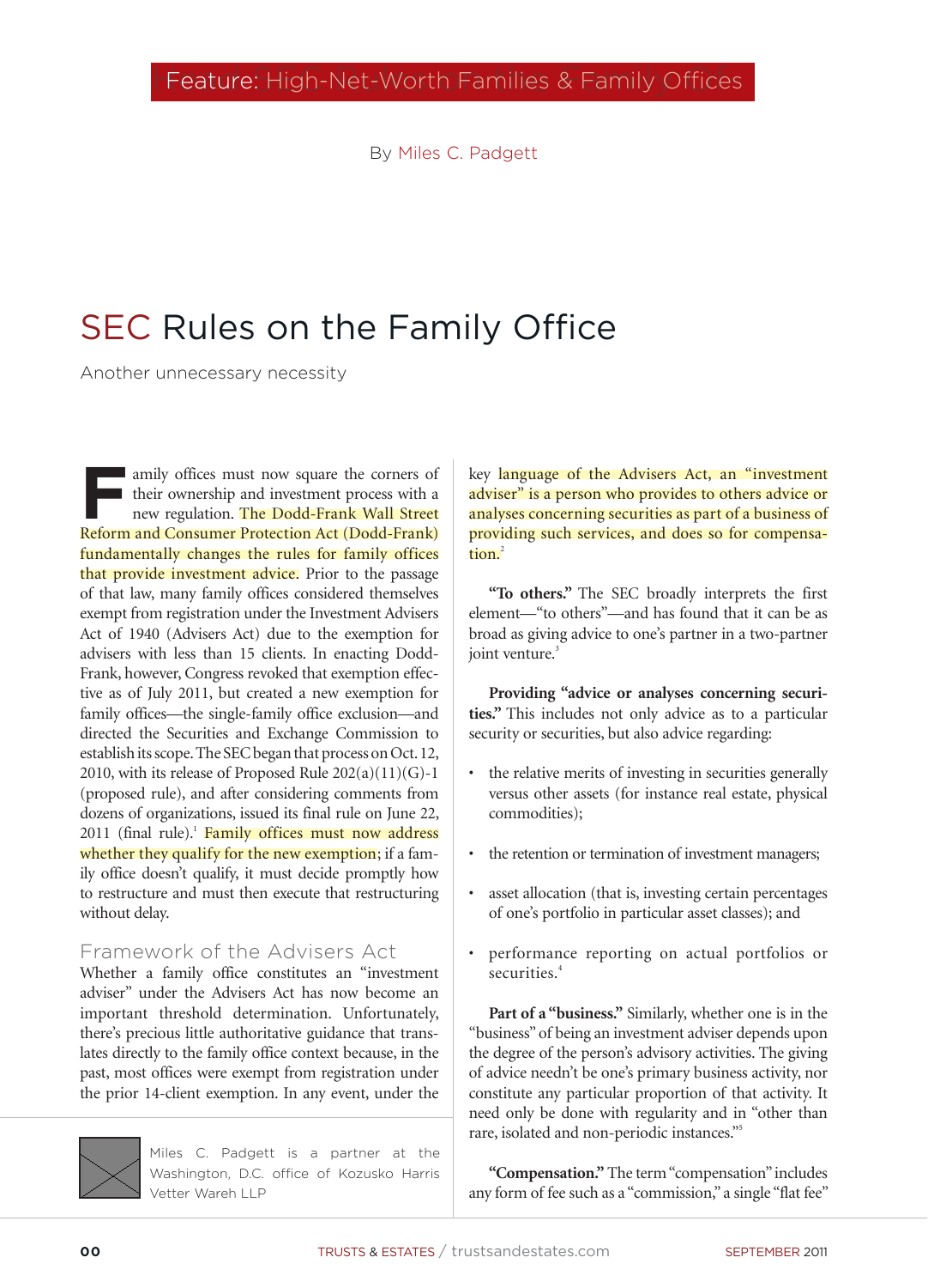Feature: High-Net-Worth Families & Family Offices

By Miles C. Padgett

# SEC Rules on the Family Office

Another unnecessary necessity

Family offices must now square the corners of their ownership and investment process with a new regulation. The Dodd-Frank Wall Street Reform and Consumer Protection Act (Dodd-Frank) fundamentally changes the rules for family offices that provide investment advice. Prior to the passage of that law, many family offices considered themselves exempt from registration under the Investment Advisers Act of 1940 (Advisers Act) due to the exemption for advisers with less than 15 clients. In enacting Dodd-Frank, however, Congress revoked that exemption effective as of July 2011, but created a new exemption for family offices—the single-family office exclusion—and directed the Securities and Exchange Commission to establish its scope. The SEC began that process on Oct. 12, 2010, with its release of Proposed Rule 202(a)(11)(G)-1 (proposed rule), and after considering comments from dozens of organizations, issued its final rule on June 22, 2011 (final rule).[1] Family offices must now address whether they qualify for the new exemption; if a family office doesn't qualify, it must decide promptly how to restructure and must then execute that restructuring without delay.

## Framework of the Advisers Act

Whether a family office constitutes an "investment adviser" under the Advisers Act has now become an important threshold determination. Unfortunately, there's precious little authoritative guidance that translates directly to the family office context because, in the past, most offices were exempt from registration under the prior 14-client exemption. In any event, under the key language of the Advisers Act, an "investment adviser" is a person who provides to others advice or analyses concerning securities as part of a business of providing such services, and does so for compensation.[2]

**"To others."** The SEC broadly interprets the first element—"to others"—and has found that it can be as broad as giving advice to one's partner in a two-partner joint venture.[3]

**Providing "advice or analyses concerning securities."** This includes not only advice as to a particular security or securities, but also advice regarding:

- the relative merits of investing in securities generally versus other assets (for instance real estate, physical commodities);
- the retention or termination of investment managers;
- asset allocation (that is, investing certain percentages of one's portfolio in particular asset classes); and
- performance reporting on actual portfolios or securities.[4]

**Part of a "business."** Similarly, whether one is in the "business" of being an investment adviser depends upon the degree of the person's advisory activities. The giving of advice needn't be one's primary business activity, nor constitute any particular proportion of that activity. It need only be done with regularity and in "other than rare, isolated and non-periodic instances."[5]

**"Compensation."** The term "compensation" includes any form of fee such as a "commission," a single "flat fee"

Miles C. Padgett is a partner at the Washington, D.C. office of Kozusko Harris Vetter Wareh LLP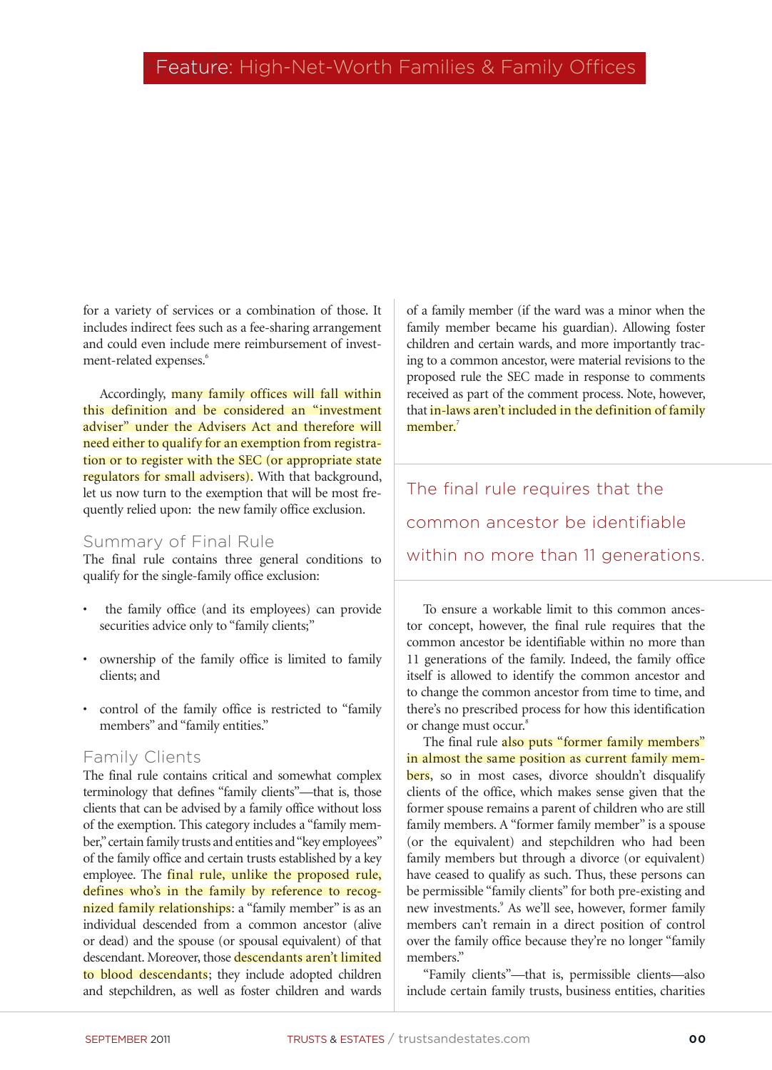for a variety of services or a combination of those. It includes indirect fees such as a fee-sharing arrangement and could even include mere reimbursement of investment-related expenses.[6]

Accordingly, many family offices will fall within this definition and be considered an "investment adviser" under the Advisers Act and therefore will need either to qualify for an exemption from registration or to register with the SEC (or appropriate state regulators for small advisers). With that background, let us now turn to the exemption that will be most frequently relied upon: the new family office exclusion.

## Summary of Final Rule

The final rule contains three general conditions to qualify for the single-family office exclusion:

- the family office (and its employees) can provide securities advice only to "family clients;"
- ownership of the family office is limited to family clients; and
- control of the family office is restricted to "family members" and "family entities."

## Family Clients

The final rule contains critical and somewhat complex terminology that defines "family clients"—that is, those clients that can be advised by a family office without loss of the exemption. This category includes a "family member," certain family trusts and entities and "key employees" of the family office and certain trusts established by a key employee. The final rule, unlike the proposed rule, defines who's in the family by reference to recognized family relationships: a "family member" is as an individual descended from a common ancestor (alive or dead) and the spouse (or spousal equivalent) of that descendant. Moreover, those descendants aren't limited to blood descendants; they include adopted children and stepchildren, as well as foster children and wards of a family member (if the ward was a minor when the family member became his guardian). Allowing foster children and certain wards, and more importantly tracing to a common ancestor, were material revisions to the proposed rule the SEC made in response to comments received as part of the comment process. Note, however, that in-laws aren't included in the definition of family member.[7]

> The final rule requires that the common ancestor be identifiable within no more than 11 generations.

To ensure a workable limit to this common ancestor concept, however, the final rule requires that the common ancestor be identifiable within no more than 11 generations of the family. Indeed, the family office itself is allowed to identify the common ancestor and to change the common ancestor from time to time, and there's no prescribed process for how this identification or change must occur.[8]

The final rule also puts "former family members" in almost the same position as current family members, so in most cases, divorce shouldn't disqualify clients of the office, which makes sense given that the former spouse remains a parent of children who are still family members. A "former family member" is a spouse (or the equivalent) and stepchildren who had been family members but through a divorce (or equivalent) have ceased to qualify as such. Thus, these persons can be permissible "family clients" for both pre-existing and new investments.[9] As we'll see, however, former family members can't remain in a direct position of control over the family office because they're no longer "family members."

"Family clients"—that is, permissible clients—also include certain family trusts, business entities, charities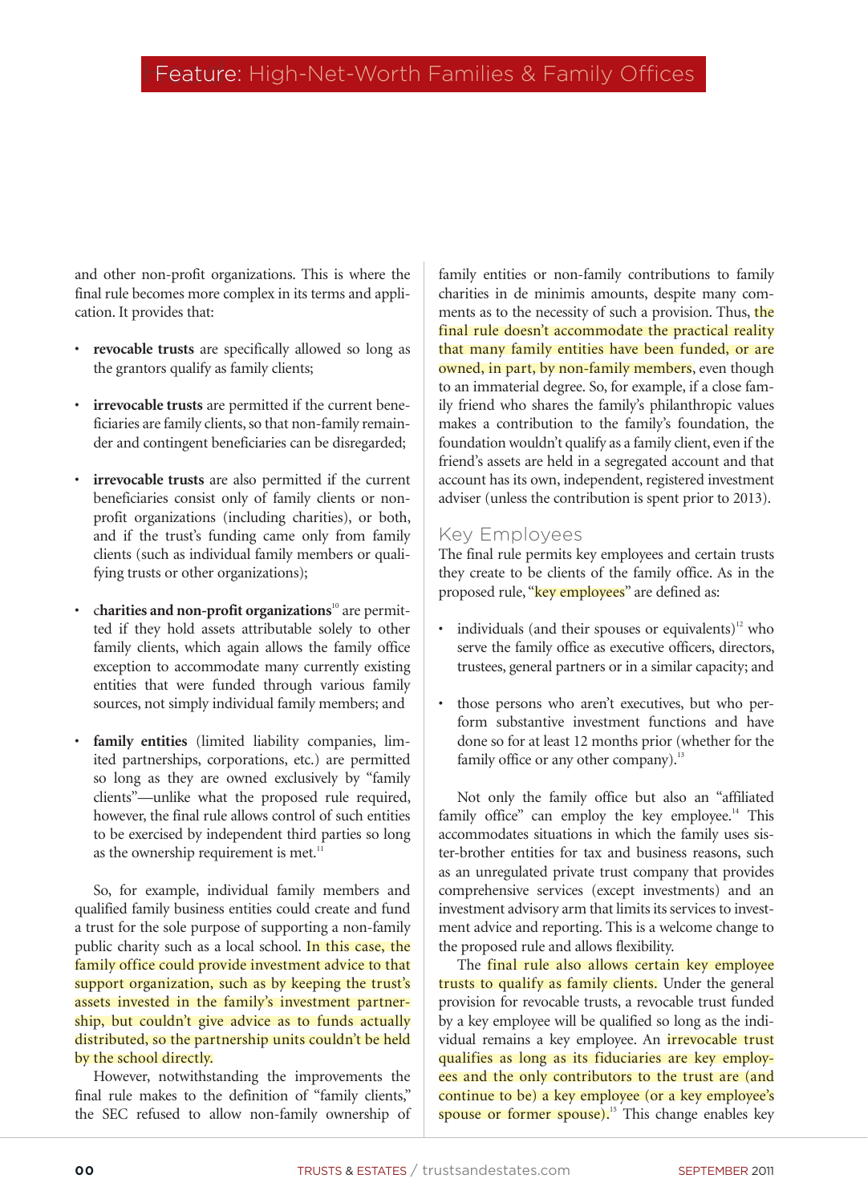and other non-profit organizations. This is where the final rule becomes more complex in its terms and application. It provides that:

- **revocable trusts** are specifically allowed so long as the grantors qualify as family clients;
- **irrevocable trusts** are permitted if the current beneficiaries are family clients, so that non-family remainder and contingent beneficiaries can be disregarded;
- **irrevocable trusts** are also permitted if the current beneficiaries consist only of family clients or non-profit organizations (including charities), or both, and if the trust's funding came only from family clients (such as individual family members or qualifying trusts or other organizations);
- **charities and non-profit organizations**[10] are permitted if they hold assets attributable solely to other family clients, which again allows the family office exception to accommodate many currently existing entities that were funded through various family sources, not simply individual family members; and
- **family entities** (limited liability companies, limited partnerships, corporations, etc.) are permitted so long as they are owned exclusively by "family clients"—unlike what the proposed rule required, however, the final rule allows control of such entities to be exercised by independent third parties so long as the ownership requirement is met.[11]

So, for example, individual family members and qualified family business entities could create and fund a trust for the sole purpose of supporting a non-family public charity such as a local school. In this case, the family office could provide investment advice to that support organization, such as by keeping the trust's assets invested in the family's investment partnership, but couldn't give advice as to funds actually distributed, so the partnership units couldn't be held by the school directly.

However, notwithstanding the improvements the final rule makes to the definition of "family clients," the SEC refused to allow non-family ownership of family entities or non-family contributions to family charities in de minimis amounts, despite many comments as to the necessity of such a provision. Thus, the final rule doesn't accommodate the practical reality that many family entities have been funded, or are owned, in part, by non-family members, even though to an immaterial degree. So, for example, if a close family friend who shares the family's philanthropic values makes a contribution to the family's foundation, the foundation wouldn't qualify as a family client, even if the friend's assets are held in a segregated account and that account has its own, independent, registered investment adviser (unless the contribution is spent prior to 2013).

## Key Employees

The final rule permits key employees and certain trusts they create to be clients of the family office. As in the proposed rule, "key employees" are defined as:

- individuals (and their spouses or equivalents)[12] who serve the family office as executive officers, directors, trustees, general partners or in a similar capacity; and
- those persons who aren't executives, but who perform substantive investment functions and have done so for at least 12 months prior (whether for the family office or any other company).[13]

Not only the family office but also an "affiliated family office" can employ the key employee.[14] This accommodates situations in which the family uses sister-brother entities for tax and business reasons, such as an unregulated private trust company that provides comprehensive services (except investments) and an investment advisory arm that limits its services to investment advice and reporting. This is a welcome change to the proposed rule and allows flexibility.

The final rule also allows certain key employee trusts to qualify as family clients. Under the general provision for revocable trusts, a revocable trust funded by a key employee will be qualified so long as the individual remains a key employee. An irrevocable trust qualifies as long as its fiduciaries are key employees and the only contributors to the trust are (and continue to be) a key employee (or a key employee's spouse or former spouse).[15] This change enables key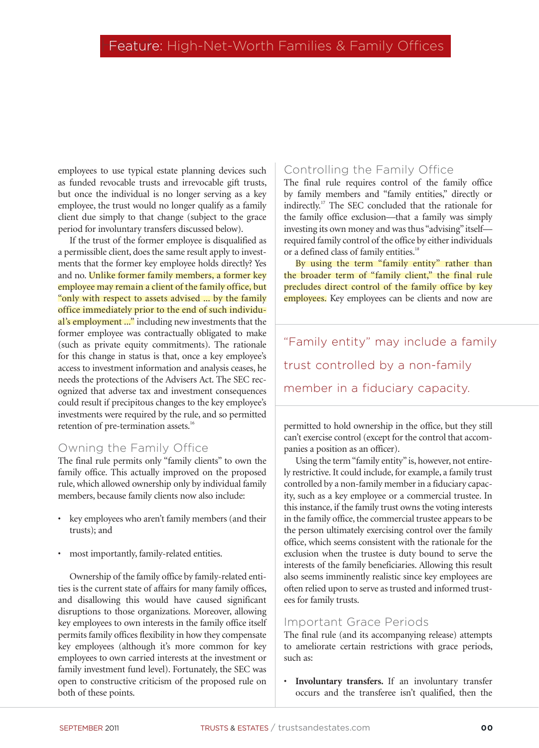employees to use typical estate planning devices such as funded revocable trusts and irrevocable gift trusts, but once the individual is no longer serving as a key employee, the trust would no longer qualify as a family client due simply to that change (subject to the grace period for involuntary transfers discussed below).

If the trust of the former employee is disqualified as a permissible client, does the same result apply to investments that the former key employee holds directly? Yes and no. Unlike former family members, a former key employee may remain a client of the family office, but "only with respect to assets advised ... by the family office immediately prior to the end of such individual's employment ..." including new investments that the former employee was contractually obligated to make (such as private equity commitments). The rationale for this change in status is that, once a key employee's access to investment information and analysis ceases, he needs the protections of the Advisers Act. The SEC recognized that adverse tax and investment consequences could result if precipitous changes to the key employee's investments were required by the rule, and so permitted retention of pre-termination assets.[16]

## Owning the Family Office

The final rule permits only "family clients" to own the family office. This actually improved on the proposed rule, which allowed ownership only by individual family members, because family clients now also include:

- key employees who aren't family members (and their trusts); and
- most importantly, family-related entities.

Ownership of the family office by family-related entities is the current state of affairs for many family offices, and disallowing this would have caused significant disruptions to those organizations. Moreover, allowing key employees to own interests in the family office itself permits family offices flexibility in how they compensate key employees (although it's more common for key employees to own carried interests at the investment or family investment fund level). Fortunately, the SEC was open to constructive criticism of the proposed rule on both of these points.

## Controlling the Family Office

The final rule requires control of the family office by family members and "family entities," directly or indirectly.[17] The SEC concluded that the rationale for the family office exclusion—that a family was simply investing its own money and was thus "advising" itself—required family control of the office by either individuals or a defined class of family entities.[18]

By using the term "family entity" rather than the broader term of "family client," the final rule precludes direct control of the family office by key employees. Key employees can be clients and now are permitted to hold ownership in the office, but they still can't exercise control (except for the control that accompanies a position as an officer).

> "Family entity" may include a family trust controlled by a non-family member in a fiduciary capacity.

Using the term "family entity" is, however, not entirely restrictive. It could include, for example, a family trust controlled by a non-family member in a fiduciary capacity, such as a key employee or a commercial trustee. In this instance, if the family trust owns the voting interests in the family office, the commercial trustee appears to be the person ultimately exercising control over the family office, which seems consistent with the rationale for the exclusion when the trustee is duty bound to serve the interests of the family beneficiaries. Allowing this result also seems imminently realistic since key employees are often relied upon to serve as trusted and informed trustees for family trusts.

## Important Grace Periods

The final rule (and its accompanying release) attempts to ameliorate certain restrictions with grace periods, such as:

- **Involuntary transfers.** If an involuntary transfer occurs and the transferee isn't qualified, then the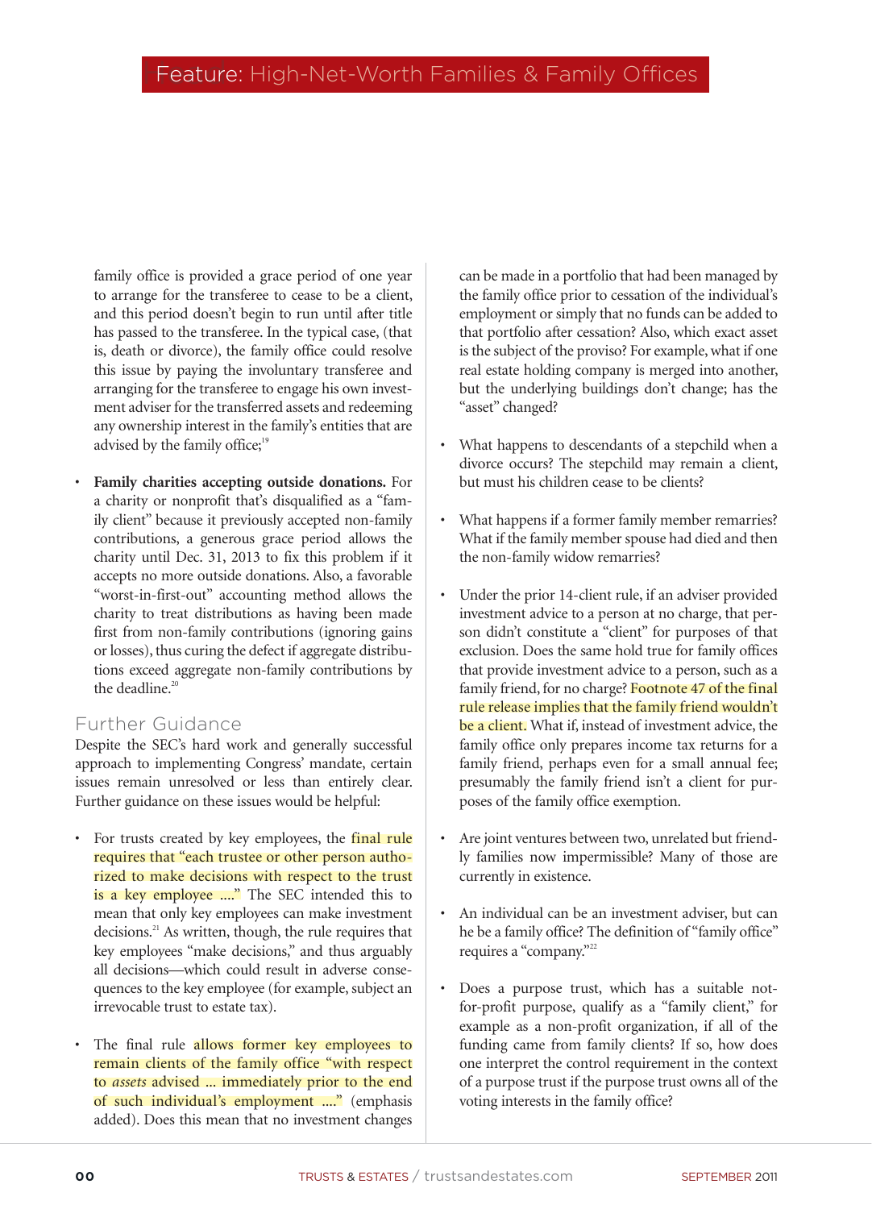family office is provided a grace period of one year to arrange for the transferee to cease to be a client, and this period doesn't begin to run until after title has passed to the transferee. In the typical case, (that is, death or divorce), the family office could resolve this issue by paying the involuntary transferee and arranging for the transferee to engage his own investment adviser for the transferred assets and redeeming any ownership interest in the family's entities that are advised by the family office;[19]

- **Family charities accepting outside donations.** For a charity or nonprofit that's disqualified as a "family client" because it previously accepted non-family contributions, a generous grace period allows the charity until Dec. 31, 2013 to fix this problem if it accepts no more outside donations. Also, a favorable "worst-in-first-out" accounting method allows the charity to treat distributions as having been made first from non-family contributions (ignoring gains or losses), thus curing the defect if aggregate distributions exceed aggregate non-family contributions by the deadline.[20]

## Further Guidance

Despite the SEC's hard work and generally successful approach to implementing Congress' mandate, certain issues remain unresolved or less than entirely clear. Further guidance on these issues would be helpful:

- For trusts created by key employees, the final rule requires that "each trustee or other person authorized to make decisions with respect to the trust is a key employee ...." The SEC intended this to mean that only key employees can make investment decisions.[21] As written, though, the rule requires that key employees "make decisions," and thus arguably all decisions—which could result in adverse consequences to the key employee (for example, subject an irrevocable trust to estate tax).

- The final rule allows former key employees to remain clients of the family office "with respect to *assets* advised ... immediately prior to the end of such individual's employment ...." (emphasis added). Does this mean that no investment changes can be made in a portfolio that had been managed by the family office prior to cessation of the individual's employment or simply that no funds can be added to that portfolio after cessation? Also, which exact asset is the subject of the proviso? For example, what if one real estate holding company is merged into another, but the underlying buildings don't change; has the "asset" changed?

- What happens to descendants of a stepchild when a divorce occurs? The stepchild may remain a client, but must his children cease to be clients?

- What happens if a former family member remarries? What if the family member spouse had died and then the non-family widow remarries?

- Under the prior 14-client rule, if an adviser provided investment advice to a person at no charge, that person didn't constitute a "client" for purposes of that exclusion. Does the same hold true for family offices that provide investment advice to a person, such as a family friend, for no charge? Footnote 47 of the final rule release implies that the family friend wouldn't be a client. What if, instead of investment advice, the family office only prepares income tax returns for a family friend, perhaps even for a small annual fee; presumably the family friend isn't a client for purposes of the family office exemption.

- Are joint ventures between two, unrelated but friendly families now impermissible? Many of those are currently in existence.

- An individual can be an investment adviser, but can he be a family office? The definition of "family office" requires a "company."[22]

- Does a purpose trust, which has a suitable not-for-profit purpose, qualify as a "family client," for example as a non-profit organization, if all of the funding came from family clients? If so, how does one interpret the control requirement in the context of a purpose trust if the purpose trust owns all of the voting interests in the family office?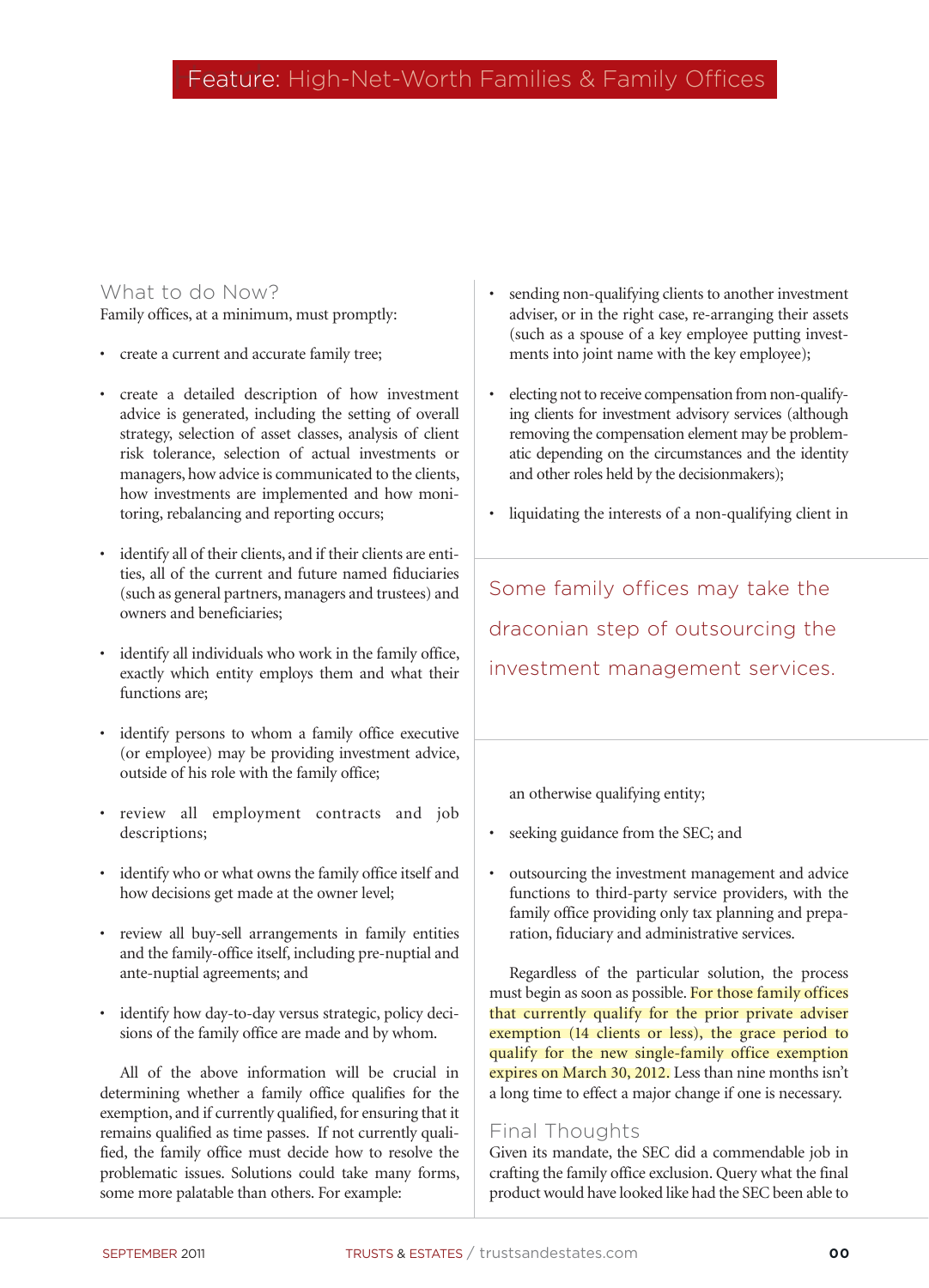## What to do Now?

Family offices, at a minimum, must promptly:

- create a current and accurate family tree;
- create a detailed description of how investment advice is generated, including the setting of overall strategy, selection of asset classes, analysis of client risk tolerance, selection of actual investments or managers, how advice is communicated to the clients, how investments are implemented and how monitoring, rebalancing and reporting occurs;
- identify all of their clients, and if their clients are entities, all of the current and future named fiduciaries (such as general partners, managers and trustees) and owners and beneficiaries;
- identify all individuals who work in the family office, exactly which entity employs them and what their functions are;
- identify persons to whom a family office executive (or employee) may be providing investment advice, outside of his role with the family office;
- review all employment contracts and job descriptions;
- identify who or what owns the family office itself and how decisions get made at the owner level;
- review all buy-sell arrangements in family entities and the family-office itself, including pre-nuptial and ante-nuptial agreements; and
- identify how day-to-day versus strategic, policy decisions of the family office are made and by whom.

All of the above information will be crucial in determining whether a family office qualifies for the exemption, and if currently qualified, for ensuring that it remains qualified as time passes. If not currently qualified, the family office must decide how to resolve the problematic issues. Solutions could take many forms, some more palatable than others. For example:

- sending non-qualifying clients to another investment adviser, or in the right case, re-arranging their assets (such as a spouse of a key employee putting investments into joint name with the key employee);
- electing not to receive compensation from non-qualifying clients for investment advisory services (although removing the compensation element may be problematic depending on the circumstances and the identity and other roles held by the decisionmakers);
- liquidating the interests of a non-qualifying client in an otherwise qualifying entity;
- seeking guidance from the SEC; and
- outsourcing the investment management and advice functions to third-party service providers, with the family office providing only tax planning and preparation, fiduciary and administrative services.

> Some family offices may take the draconian step of outsourcing the investment management services.

Regardless of the particular solution, the process must begin as soon as possible. For those family offices that currently qualify for the prior private adviser exemption (14 clients or less), the grace period to qualify for the new single-family office exemption expires on March 30, 2012. Less than nine months isn't a long time to effect a major change if one is necessary.

## Final Thoughts

Given its mandate, the SEC did a commendable job in crafting the family office exclusion. Query what the final product would have looked like had the SEC been able to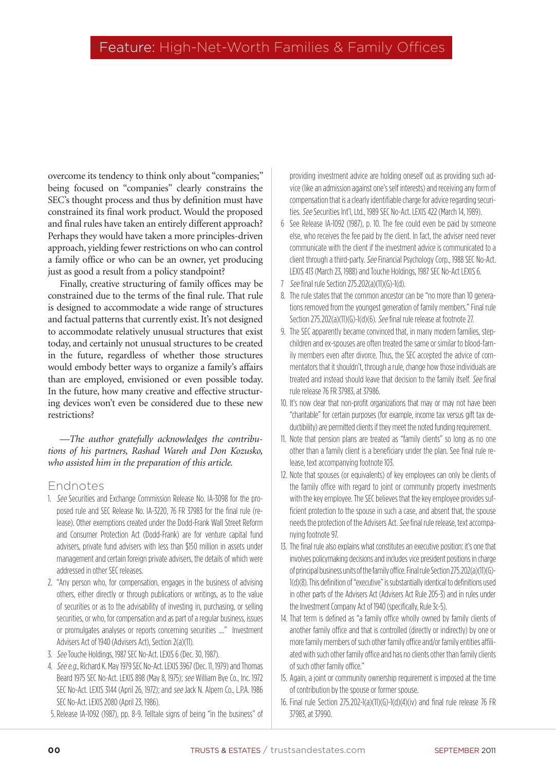overcome its tendency to think only about "companies;" being focused on "companies" clearly constrains the SEC's thought process and thus by definition must have constrained its final work product. Would the proposed and final rules have taken an entirely different approach? Perhaps they would have taken a more principles-driven approach, yielding fewer restrictions on who can control a family office or who can be an owner, yet producing just as good a result from a policy standpoint?

Finally, creative structuring of family offices may be constrained due to the terms of the final rule. That rule is designed to accommodate a wide range of structures and factual patterns that currently exist. It's not designed to accommodate relatively unusual structures that exist today, and certainly not unusual structures to be created in the future, regardless of whether those structures would embody better ways to organize a family's affairs than are employed, envisioned or even possible today. In the future, how many creative and effective structuring devices won't even be considered due to these new restrictions?

*—The author gratefully acknowledges the contributions of his partners, Rashad Wareh and Don Kozusko, who assisted him in the preparation of this article.*

## Endnotes

1. *See* Securities and Exchange Commission Release No. IA-3098 for the proposed rule and SEC Release No. IA-3220, 76 FR 37983 for the final rule (release). Other exemptions created under the Dodd-Frank Wall Street Reform and Consumer Protection Act (Dodd-Frank) are for venture capital fund advisers, private fund advisers with less than $150 million in assets under management and certain foreign private advisers, the details of which were addressed in other SEC releases.
2. "Any person who, for compensation, engages in the business of advising others, either directly or through publications or writings, as to the value of securities or as to the advisability of investing in, purchasing, or selling securities, or who, for compensation and as part of a regular business, issues or promulgates analyses or reports concerning securities ...." Investment Advisers Act of 1940 (Advisers Act), Section 2(a)(11).
3. *See* Touche Holdings, 1987 SEC No-Act. LEXIS 6 (Dec. 30, 1987).
4. *See e.g.,* Richard K. May 1979 SEC No-Act. LEXIS 3967 (Dec. 11, 1979) and Thomas Beard 1975 SEC No-Act. LEXIS 898 (May 8, 1975); *see* William Bye Co., Inc. 1972 SEC No-Act. LEXIS 3144 (April 26, 1972); and *see* Jack N. Alpern Co., L.P.A. 1986 SEC No-Act. LEXIS 2080 (April 23, 1986).
5. Release IA-1092 (1987), pp. 8-9. Telltale signs of being "in the business" of providing investment advice are holding oneself out as providing such advice (like an admission against one's self interests) and receiving any form of compensation that is a clearly identifiable charge for advice regarding securities. *See* Securities Int'l, Ltd., 1989 SEC No-Act. LEXIS 422 (March 14, 1989).
6. See Release IA-1092 (1987), p. 10. The fee could even be paid by someone else, who receives the fee paid by the client. In fact, the adviser need never communicate with the client if the investment advice is communicated to a client through a third-party. *See* Financial Psychology Corp., 1988 SEC No-Act. LEXIS 413 (March 23, 1988) and Touche Holdings, 1987 SEC No-Act LEXIS 6.
7. *See* final rule Section 275.202(a)(11)(G)-1(d).
8. The rule states that the common ancestor can be "no more than 10 generations removed from the youngest generation of family members." Final rule Section 275.202(a)(11)(G)-1(d)(6). *See* final rule release at footnote 27.
9. The SEC apparently became convinced that, in many modern families, stepchildren and ex-spouses are often treated the same or similar to blood-family members even after divorce. Thus, the SEC accepted the advice of commentators that it shouldn't, through a rule, change how those individuals are treated and instead should leave that decision to the family itself. *See* final rule release 76 FR 37983, at 37986.
10. It's now clear that non-profit organizations that may or may not have been "charitable" for certain purposes (for example, income tax versus gift tax deductibility) are permitted clients if they meet the noted funding requirement.
11. Note that pension plans are treated as "family clients" so long as no one other than a family client is a beneficiary under the plan. See final rule release, text accompanying footnote 103.
12. Note that spouses (or equivalents) of key employees can only be clients of the family office with regard to joint or community property investments with the key employee. The SEC believes that the key employee provides sufficient protection to the spouse in such a case, and absent that, the spouse needs the protection of the Advisers Act. *See* final rule release, text accompanying footnote 97.
13. The final rule also explains what constitutes an executive position: it's one that involves policymaking decisions and includes vice president positions in charge of principal business units of the family office. Final rule Section 275.202(a)(11)(G)-1(d)(8). This definition of "executive" is substantially identical to definitions used in other parts of the Advisers Act (Advisers Act Rule 205-3) and in rules under the Investment Company Act of 1940 (specifically, Rule 3c-5).
14. That term is defined as "a family office wholly owned by family clients of another family office and that is controlled (directly or indirectly) by one or more family members of such other family office and/or family entities affiliated with such other family office and has no clients other than family clients of such other family office."
15. Again, a joint or community ownership requirement is imposed at the time of contribution by the spouse or former spouse.
16. Final rule Section 275.202-1(a)(11)(G)-1(d)(4)(iv) and final rule release 76 FR 37983, at 37990.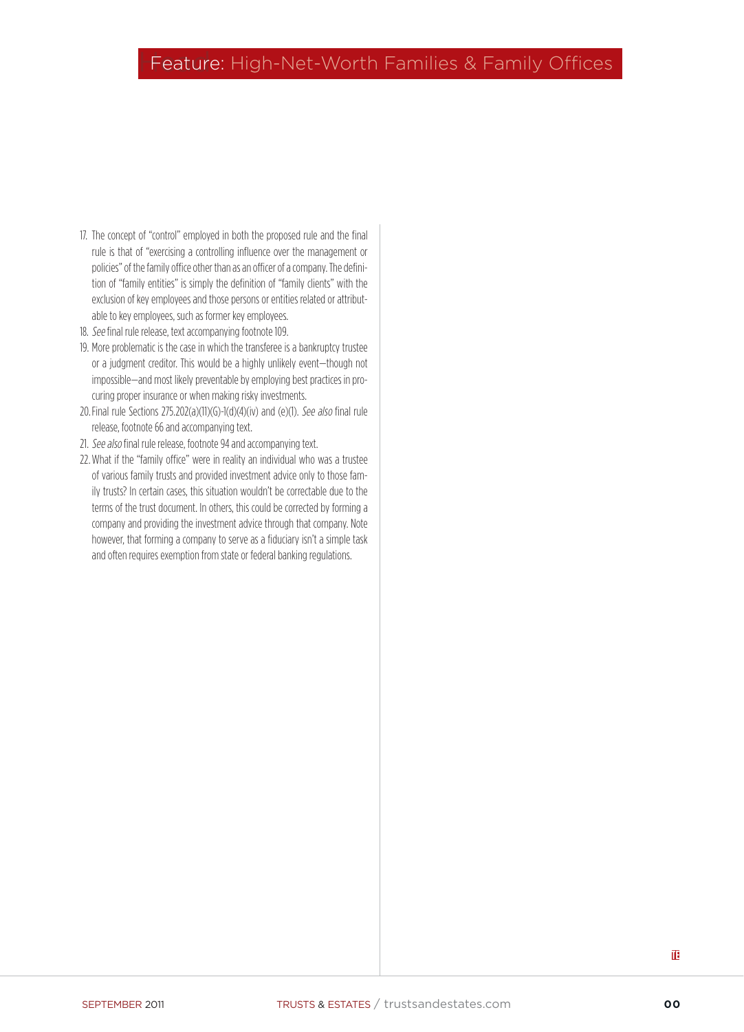17. The concept of "control" employed in both the proposed rule and the final rule is that of "exercising a controlling influence over the management or policies" of the family office other than as an officer of a company. The definition of "family entities" is simply the definition of "family clients" with the exclusion of key employees and those persons or entities related or attributable to key employees, such as former key employees.
18. *See* final rule release, text accompanying footnote 109.
19. More problematic is the case in which the transferee is a bankruptcy trustee or a judgment creditor. This would be a highly unlikely event—though not impossible—and most likely preventable by employing best practices in procuring proper insurance or when making risky investments.
20. Final rule Sections 275.202(a)(11)(G)-1(d)(4)(iv) and (e)(1). *See also* final rule release, footnote 66 and accompanying text.
21. *See also* final rule release, footnote 94 and accompanying text.
22. What if the "family office" were in reality an individual who was a trustee of various family trusts and provided investment advice only to those family trusts? In certain cases, this situation wouldn't be correctable due to the terms of the trust document. In others, this could be corrected by forming a company and providing the investment advice through that company. Note however, that forming a company to serve as a fiduciary isn't a simple task and often requires exemption from state or federal banking regulations.